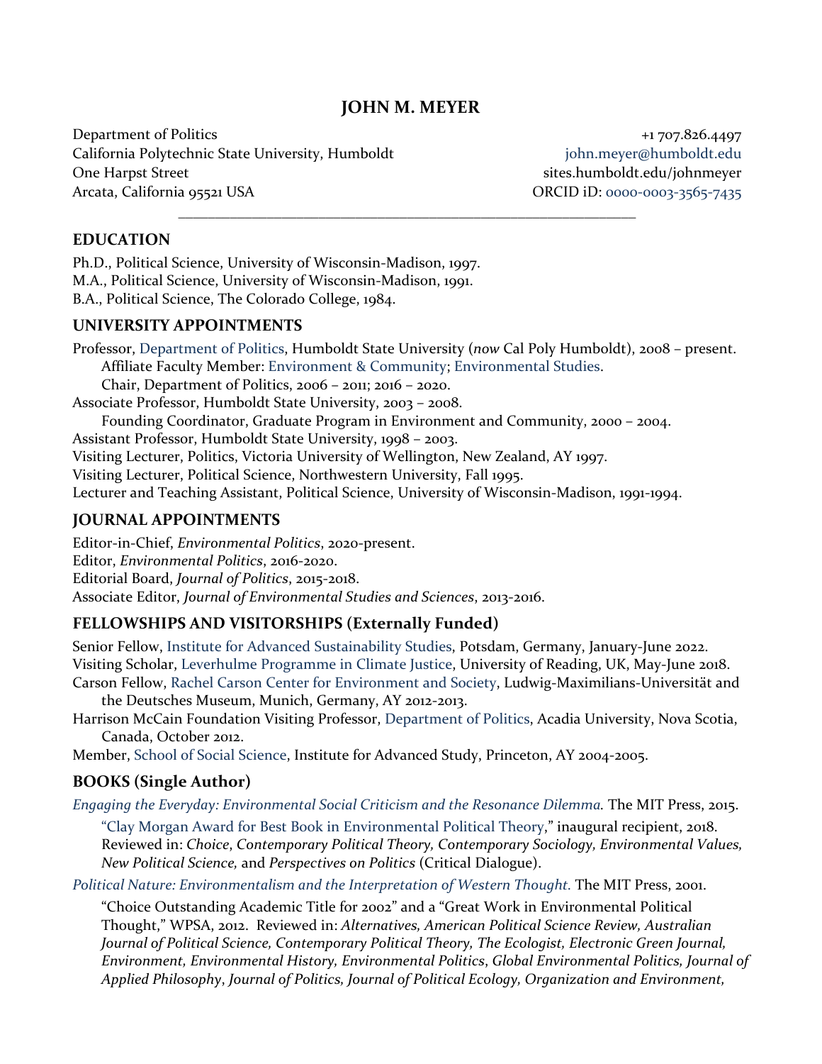# JOHN M. MEYER

Department of Politics
California Polytechnic State University, Humboldt
One Harpst Street
Arcata, California 95521 USA

+1 707.826.4497
john.meyer@humboldt.edu
sites.humboldt.edu/johnmeyer
ORCID iD: 0000-0003-3565-7435

---

## EDUCATION

Ph.D., Political Science, University of Wisconsin-Madison, 1997.
M.A., Political Science, University of Wisconsin-Madison, 1991.
B.A., Political Science, The Colorado College, 1984.

## UNIVERSITY APPOINTMENTS

Professor, Department of Politics, Humboldt State University (*now* Cal Poly Humboldt), 2008 – present.
  Affiliate Faculty Member: Environment & Community; Environmental Studies.
  Chair, Department of Politics, 2006 – 2011; 2016 – 2020.
Associate Professor, Humboldt State University, 2003 – 2008.
  Founding Coordinator, Graduate Program in Environment and Community, 2000 – 2004.
Assistant Professor, Humboldt State University, 1998 – 2003.
Visiting Lecturer, Politics, Victoria University of Wellington, New Zealand, AY 1997.
Visiting Lecturer, Political Science, Northwestern University, Fall 1995.
Lecturer and Teaching Assistant, Political Science, University of Wisconsin-Madison, 1991-1994.

## JOURNAL APPOINTMENTS

Editor-in-Chief, *Environmental Politics*, 2020-present.
Editor, *Environmental Politics*, 2016-2020.
Editorial Board, *Journal of Politics*, 2015-2018.
Associate Editor, *Journal of Environmental Studies and Sciences*, 2013-2016.

## FELLOWSHIPS AND VISITORSHIPS (Externally Funded)

Senior Fellow, Institute for Advanced Sustainability Studies, Potsdam, Germany, January-June 2022.
Visiting Scholar, Leverhulme Programme in Climate Justice, University of Reading, UK, May-June 2018.
Carson Fellow, Rachel Carson Center for Environment and Society, Ludwig-Maximilians-Universität and the Deutsches Museum, Munich, Germany, AY 2012-2013.
Harrison McCain Foundation Visiting Professor, Department of Politics, Acadia University, Nova Scotia, Canada, October 2012.
Member, School of Social Science, Institute for Advanced Study, Princeton, AY 2004-2005.

## BOOKS (Single Author)

*Engaging the Everyday: Environmental Social Criticism and the Resonance Dilemma.* The MIT Press, 2015.

  "Clay Morgan Award for Best Book in Environmental Political Theory," inaugural recipient, 2018. Reviewed in: *Choice*, *Contemporary Political Theory, Contemporary Sociology, Environmental Values, New Political Science,* and *Perspectives on Politics* (Critical Dialogue).

*Political Nature: Environmentalism and the Interpretation of Western Thought.* The MIT Press, 2001.

  "Choice Outstanding Academic Title for 2002" and a "Great Work in Environmental Political Thought," WPSA, 2012. Reviewed in: *Alternatives, American Political Science Review, Australian Journal of Political Science, Contemporary Political Theory, The Ecologist, Electronic Green Journal, Environment, Environmental History, Environmental Politics, Global Environmental Politics, Journal of Applied Philosophy*, *Journal of Politics, Journal of Political Ecology, Organization and Environment,*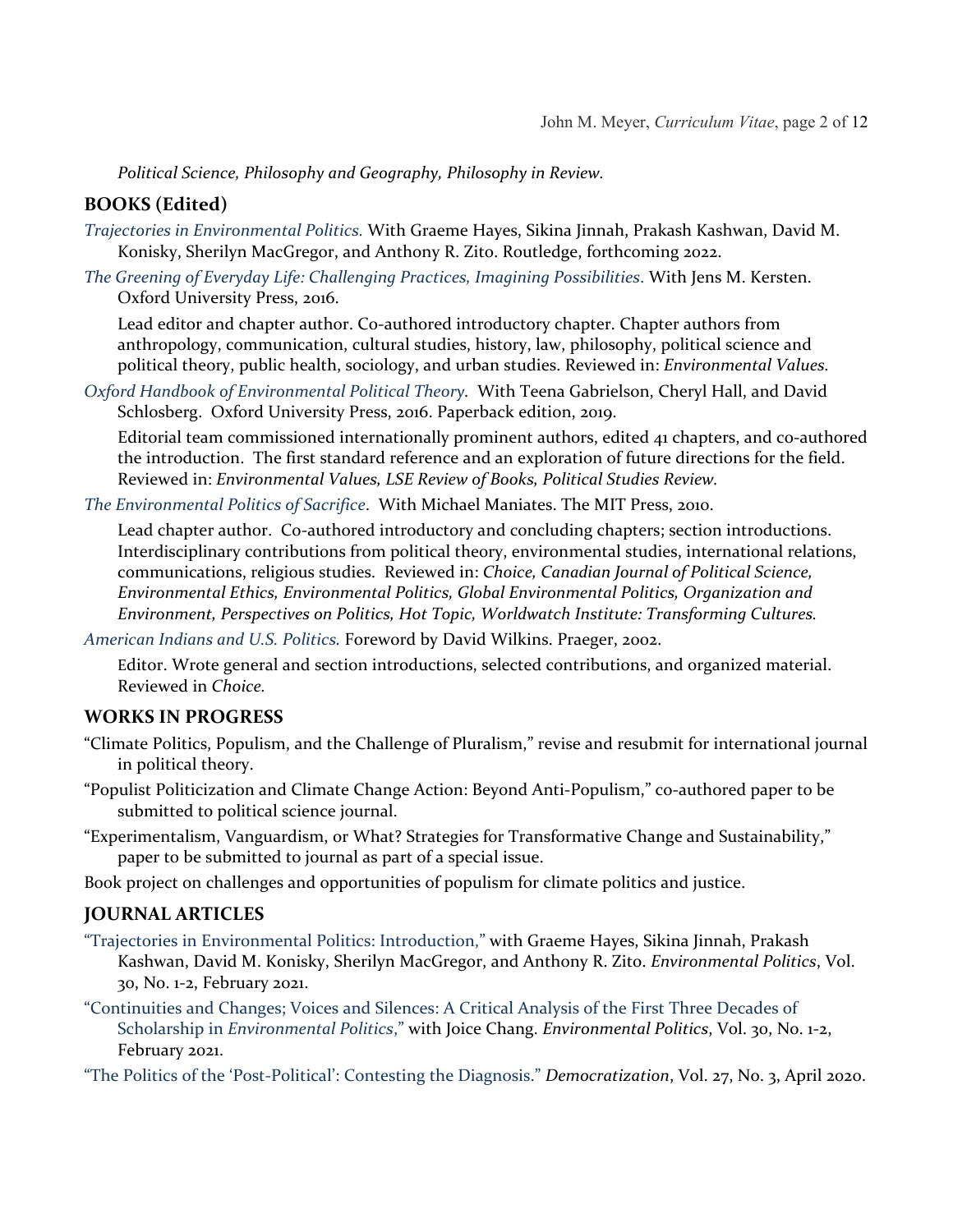*Political Science, Philosophy and Geography, Philosophy in Review.*

## BOOKS (Edited)

*Trajectories in Environmental Politics.* With Graeme Hayes, Sikina Jinnah, Prakash Kashwan, David M. Konisky, Sherilyn MacGregor, and Anthony R. Zito. Routledge, forthcoming 2022.

*The Greening of Everyday Life: Challenging Practices, Imagining Possibilities*. With Jens M. Kersten. Oxford University Press, 2016.

Lead editor and chapter author. Co-authored introductory chapter. Chapter authors from anthropology, communication, cultural studies, history, law, philosophy, political science and political theory, public health, sociology, and urban studies. Reviewed in: *Environmental Values.*

*Oxford Handbook of Environmental Political Theory.* With Teena Gabrielson, Cheryl Hall, and David Schlosberg. Oxford University Press, 2016. Paperback edition, 2019.

Editorial team commissioned internationally prominent authors, edited 41 chapters, and co-authored the introduction. The first standard reference and an exploration of future directions for the field. Reviewed in: *Environmental Values, LSE Review of Books, Political Studies Review.*

*The Environmental Politics of Sacrifice*. With Michael Maniates. The MIT Press, 2010.

Lead chapter author. Co-authored introductory and concluding chapters; section introductions. Interdisciplinary contributions from political theory, environmental studies, international relations, communications, religious studies. Reviewed in: *Choice, Canadian Journal of Political Science, Environmental Ethics, Environmental Politics, Global Environmental Politics, Organization and Environment, Perspectives on Politics, Hot Topic, Worldwatch Institute: Transforming Cultures.*

*American Indians and U.S. Politics.* Foreword by David Wilkins. Praeger, 2002.

Editor. Wrote general and section introductions, selected contributions, and organized material. Reviewed in *Choice.*

## WORKS IN PROGRESS

"Climate Politics, Populism, and the Challenge of Pluralism," revise and resubmit for international journal in political theory.

"Populist Politicization and Climate Change Action: Beyond Anti-Populism," co-authored paper to be submitted to political science journal.

"Experimentalism, Vanguardism, or What? Strategies for Transformative Change and Sustainability," paper to be submitted to journal as part of a special issue.

Book project on challenges and opportunities of populism for climate politics and justice.

## JOURNAL ARTICLES

"Trajectories in Environmental Politics: Introduction," with Graeme Hayes, Sikina Jinnah, Prakash Kashwan, David M. Konisky, Sherilyn MacGregor, and Anthony R. Zito. *Environmental Politics*, Vol. 30, No. 1-2, February 2021.

"Continuities and Changes; Voices and Silences: A Critical Analysis of the First Three Decades of Scholarship in *Environmental Politics*," with Joice Chang. *Environmental Politics*, Vol. 30, No. 1-2, February 2021.

"The Politics of the 'Post-Political': Contesting the Diagnosis." *Democratization*, Vol. 27, No. 3, April 2020.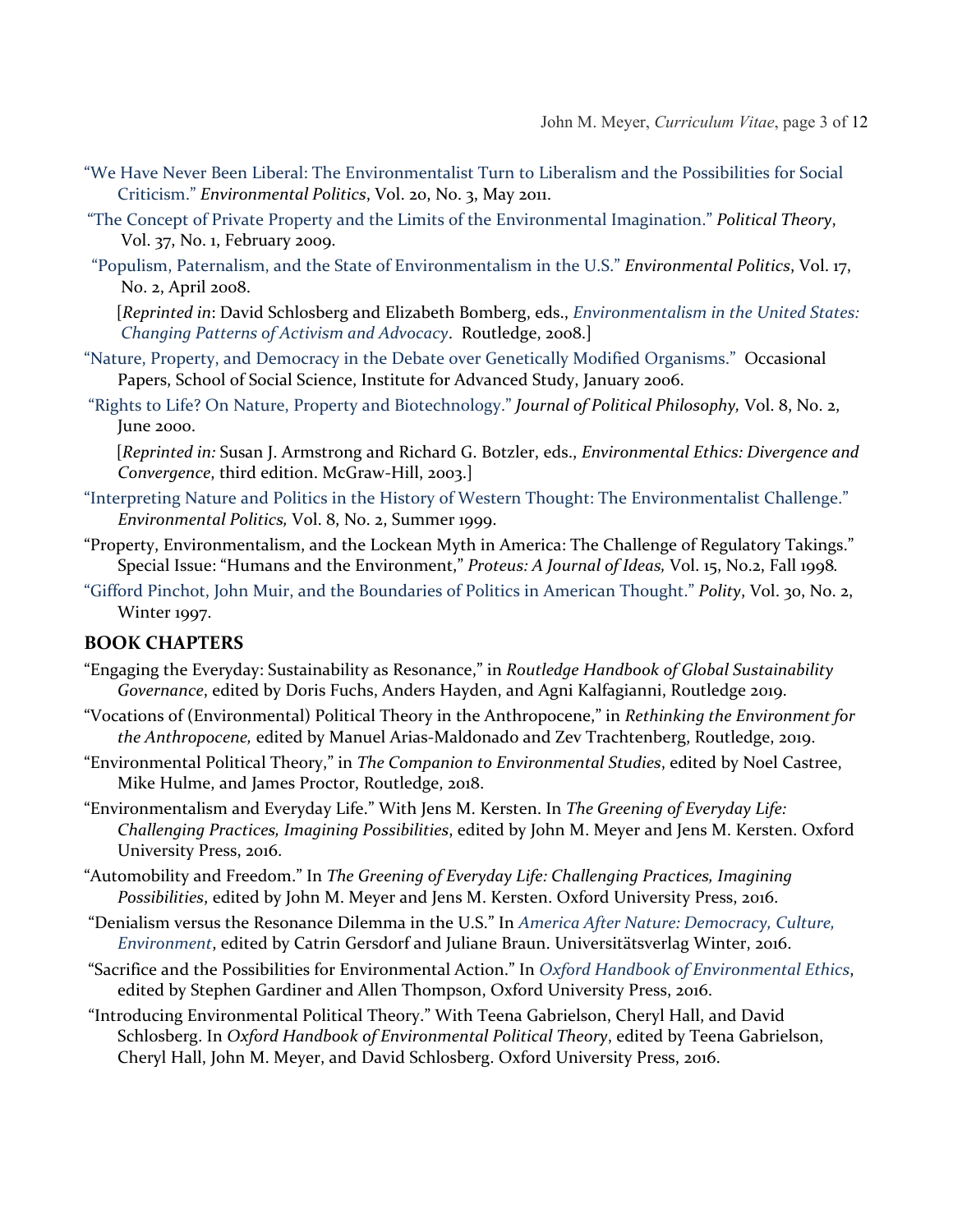"We Have Never Been Liberal: The Environmentalist Turn to Liberalism and the Possibilities for Social Criticism." *Environmental Politics*, Vol. 20, No. 3, May 2011.

"The Concept of Private Property and the Limits of the Environmental Imagination." *Political Theory*, Vol. 37, No. 1, February 2009.

"Populism, Paternalism, and the State of Environmentalism in the U.S." *Environmental Politics*, Vol. 17, No. 2, April 2008.

[*Reprinted in*: David Schlosberg and Elizabeth Bomberg, eds., *Environmentalism in the United States: Changing Patterns of Activism and Advocacy*. Routledge, 2008.]

"Nature, Property, and Democracy in the Debate over Genetically Modified Organisms." Occasional Papers, School of Social Science, Institute for Advanced Study, January 2006.

"Rights to Life? On Nature, Property and Biotechnology." *Journal of Political Philosophy,* Vol. 8, No. 2, June 2000.

[*Reprinted in:* Susan J. Armstrong and Richard G. Botzler, eds., *Environmental Ethics: Divergence and Convergence*, third edition. McGraw-Hill, 2003.]

"Interpreting Nature and Politics in the History of Western Thought: The Environmentalist Challenge." *Environmental Politics,* Vol. 8, No. 2, Summer 1999.

"Property, Environmentalism, and the Lockean Myth in America: The Challenge of Regulatory Takings." Special Issue: "Humans and the Environment," *Proteus: A Journal of Ideas,* Vol. 15, No.2, Fall 1998*.*

"Gifford Pinchot, John Muir, and the Boundaries of Politics in American Thought." *Polity*, Vol. 30, No. 2, Winter 1997.

## BOOK CHAPTERS

"Engaging the Everyday: Sustainability as Resonance," in *Routledge Handbook of Global Sustainability Governance*, edited by Doris Fuchs, Anders Hayden, and Agni Kalfagianni, Routledge 2019.

"Vocations of (Environmental) Political Theory in the Anthropocene," in *Rethinking the Environment for the Anthropocene,* edited by Manuel Arias-Maldonado and Zev Trachtenberg, Routledge, 2019.

"Environmental Political Theory," in *The Companion to Environmental Studies*, edited by Noel Castree, Mike Hulme, and James Proctor, Routledge, 2018.

"Environmentalism and Everyday Life." With Jens M. Kersten. In *The Greening of Everyday Life: Challenging Practices, Imagining Possibilities*, edited by John M. Meyer and Jens M. Kersten. Oxford University Press, 2016.

"Automobility and Freedom." In *The Greening of Everyday Life: Challenging Practices, Imagining Possibilities*, edited by John M. Meyer and Jens M. Kersten. Oxford University Press, 2016.

"Denialism versus the Resonance Dilemma in the U.S." In *America After Nature: Democracy, Culture, Environment*, edited by Catrin Gersdorf and Juliane Braun. Universitätsverlag Winter, 2016.

"Sacrifice and the Possibilities for Environmental Action." In *Oxford Handbook of Environmental Ethics*, edited by Stephen Gardiner and Allen Thompson, Oxford University Press, 2016.

"Introducing Environmental Political Theory." With Teena Gabrielson, Cheryl Hall, and David Schlosberg. In *Oxford Handbook of Environmental Political Theory*, edited by Teena Gabrielson, Cheryl Hall, John M. Meyer, and David Schlosberg. Oxford University Press, 2016.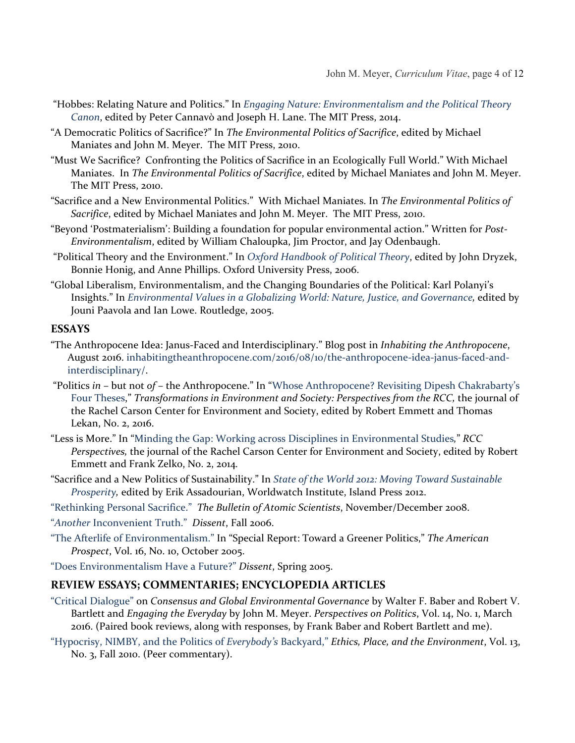"Hobbes: Relating Nature and Politics." In *Engaging Nature: Environmentalism and the Political Theory Canon*, edited by Peter Cannavò and Joseph H. Lane. The MIT Press, 2014.

"A Democratic Politics of Sacrifice?" In *The Environmental Politics of Sacrifice*, edited by Michael Maniates and John M. Meyer. The MIT Press, 2010.

"Must We Sacrifice? Confronting the Politics of Sacrifice in an Ecologically Full World." With Michael Maniates. In *The Environmental Politics of Sacrifice*, edited by Michael Maniates and John M. Meyer. The MIT Press, 2010.

"Sacrifice and a New Environmental Politics." With Michael Maniates. In *The Environmental Politics of Sacrifice*, edited by Michael Maniates and John M. Meyer. The MIT Press, 2010.

"Beyond 'Postmaterialism': Building a foundation for popular environmental action." Written for *Post-Environmentalism*, edited by William Chaloupka, Jim Proctor, and Jay Odenbaugh.

"Political Theory and the Environment." In *Oxford Handbook of Political Theory*, edited by John Dryzek, Bonnie Honig, and Anne Phillips. Oxford University Press, 2006.

"Global Liberalism, Environmentalism, and the Changing Boundaries of the Political: Karl Polanyi's Insights." In *Environmental Values in a Globalizing World: Nature, Justice, and Governance,* edited by Jouni Paavola and Ian Lowe. Routledge, 2005.

## ESSAYS

"The Anthropocene Idea: Janus-Faced and Interdisciplinary." Blog post in *Inhabiting the Anthropocene*, August 2016. inhabitingtheanthropocene.com/2016/08/10/the-anthropocene-idea-janus-faced-and-interdisciplinary/.

"Politics *in* – but not *of* – the Anthropocene." In "Whose Anthropocene? Revisiting Dipesh Chakrabarty's Four Theses," *Transformations in Environment and Society: Perspectives from the RCC,* the journal of the Rachel Carson Center for Environment and Society, edited by Robert Emmett and Thomas Lekan, No. 2, 2016.

"Less is More." In "Minding the Gap: Working across Disciplines in Environmental Studies," *RCC Perspectives,* the journal of the Rachel Carson Center for Environment and Society, edited by Robert Emmett and Frank Zelko, No. 2, 2014.

"Sacrifice and a New Politics of Sustainability." In *State of the World 2012: Moving Toward Sustainable Prosperity,* edited by Erik Assadourian, Worldwatch Institute, Island Press 2012.

"Rethinking Personal Sacrifice." *The Bulletin of Atomic Scientists*, November/December 2008.

"*Another* Inconvenient Truth." *Dissent*, Fall 2006.

"The Afterlife of Environmentalism." In "Special Report: Toward a Greener Politics," *The American Prospect*, Vol. 16, No. 10, October 2005.

"Does Environmentalism Have a Future?" *Dissent*, Spring 2005.

## REVIEW ESSAYS; COMMENTARIES; ENCYCLOPEDIA ARTICLES

"Critical Dialogue" on *Consensus and Global Environmental Governance* by Walter F. Baber and Robert V. Bartlett and *Engaging the Everyday* by John M. Meyer. *Perspectives on Politics*, Vol. 14, No. 1, March 2016. (Paired book reviews, along with responses, by Frank Baber and Robert Bartlett and me).

"Hypocrisy, NIMBY, and the Politics of *Everybody's* Backyard," *Ethics, Place, and the Environment*, Vol. 13, No. 3, Fall 2010. (Peer commentary).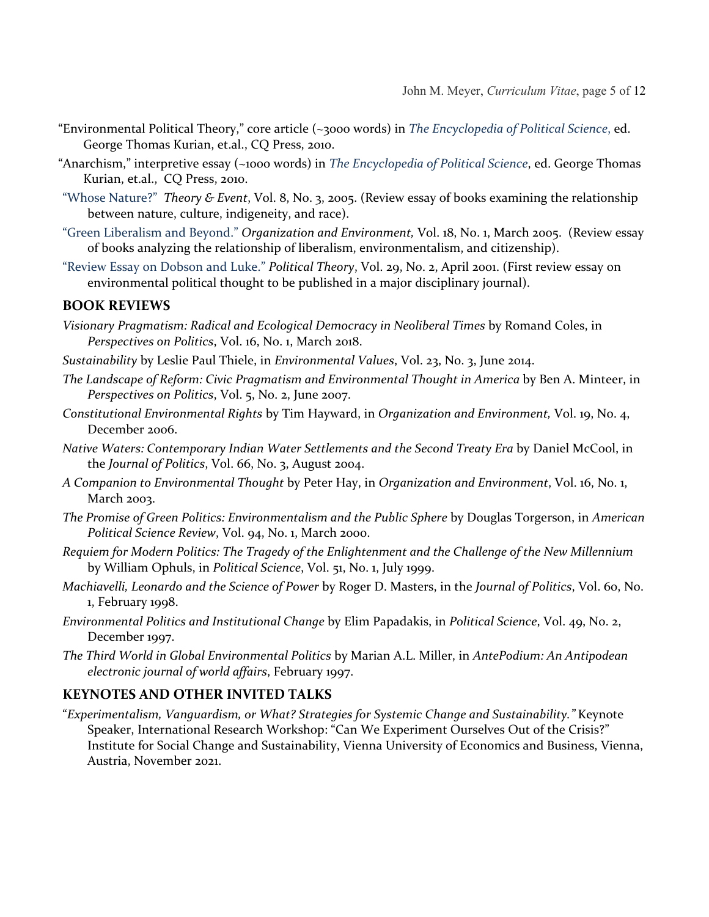"Environmental Political Theory," core article (~3000 words) in *The Encyclopedia of Political Science*, ed. George Thomas Kurian, et.al., CQ Press, 2010.

"Anarchism," interpretive essay (~1000 words) in *The Encyclopedia of Political Science*, ed. George Thomas Kurian, et.al., CQ Press, 2010.

"Whose Nature?" *Theory & Event*, Vol. 8, No. 3, 2005. (Review essay of books examining the relationship between nature, culture, indigeneity, and race).

"Green Liberalism and Beyond." *Organization and Environment,* Vol. 18, No. 1, March 2005. (Review essay of books analyzing the relationship of liberalism, environmentalism, and citizenship).

"Review Essay on Dobson and Luke." *Political Theory*, Vol. 29, No. 2, April 2001. (First review essay on environmental political thought to be published in a major disciplinary journal).

## BOOK REVIEWS

*Visionary Pragmatism: Radical and Ecological Democracy in Neoliberal Times* by Romand Coles, in *Perspectives on Politics*, Vol. 16, No. 1, March 2018.

*Sustainability* by Leslie Paul Thiele, in *Environmental Values*, Vol. 23, No. 3, June 2014.

*The Landscape of Reform: Civic Pragmatism and Environmental Thought in America* by Ben A. Minteer, in *Perspectives on Politics*, Vol. 5, No. 2, June 2007.

*Constitutional Environmental Rights* by Tim Hayward, in *Organization and Environment,* Vol. 19, No. 4, December 2006.

*Native Waters: Contemporary Indian Water Settlements and the Second Treaty Era* by Daniel McCool, in the *Journal of Politics*, Vol. 66, No. 3, August 2004.

*A Companion to Environmental Thought* by Peter Hay, in *Organization and Environment*, Vol. 16, No. 1, March 2003.

*The Promise of Green Politics: Environmentalism and the Public Sphere* by Douglas Torgerson, in *American Political Science Review*, Vol. 94, No. 1, March 2000.

*Requiem for Modern Politics: The Tragedy of the Enlightenment and the Challenge of the New Millennium* by William Ophuls, in *Political Science*, Vol. 51, No. 1, July 1999.

*Machiavelli, Leonardo and the Science of Power* by Roger D. Masters, in the *Journal of Politics*, Vol. 60, No. 1, February 1998.

*Environmental Politics and Institutional Change* by Elim Papadakis, in *Political Science*, Vol. 49, No. 2, December 1997.

*The Third World in Global Environmental Politics* by Marian A.L. Miller, in *AntePodium: An Antipodean electronic journal of world affairs*, February 1997.

## KEYNOTES AND OTHER INVITED TALKS

"*Experimentalism, Vanguardism, or What? Strategies for Systemic Change and Sustainability."* Keynote Speaker, International Research Workshop: "Can We Experiment Ourselves Out of the Crisis?" Institute for Social Change and Sustainability, Vienna University of Economics and Business, Vienna, Austria, November 2021.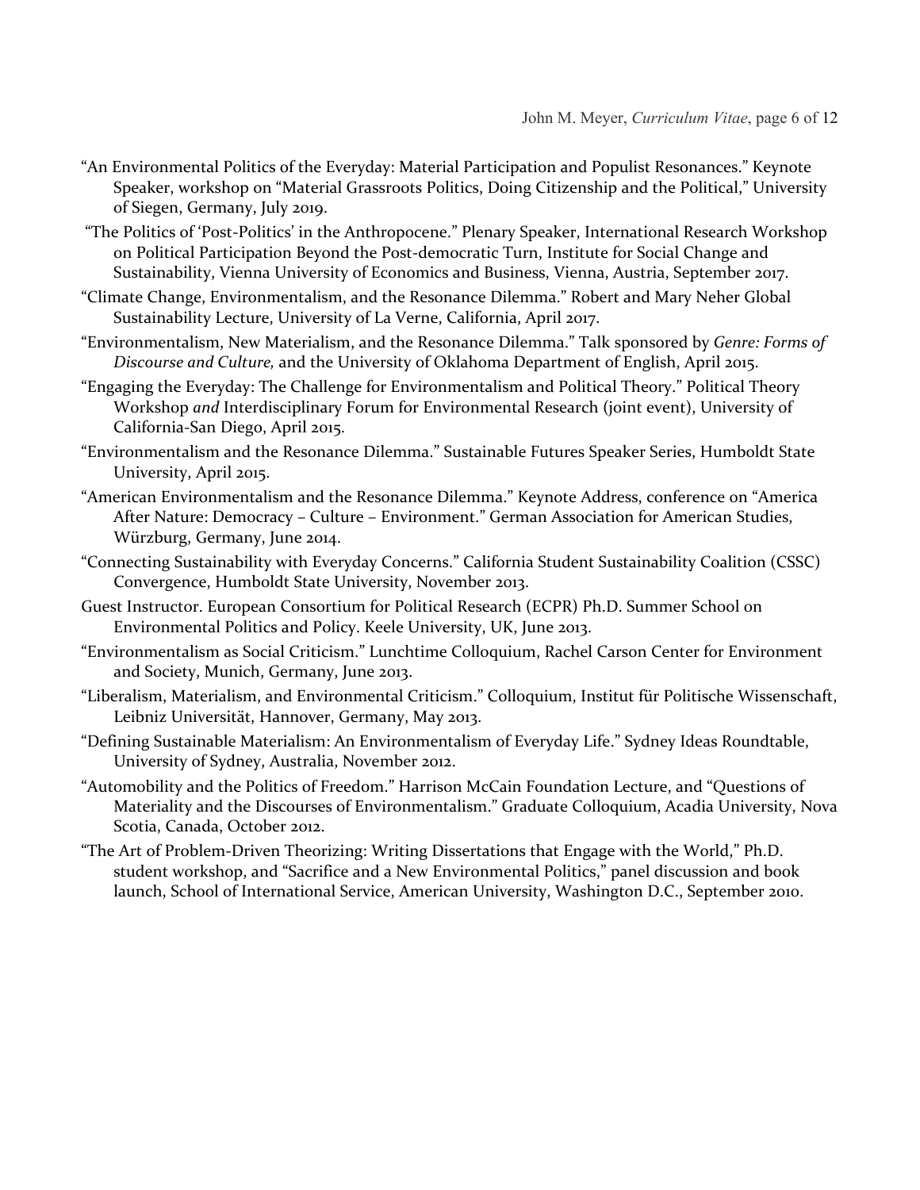"An Environmental Politics of the Everyday: Material Participation and Populist Resonances." Keynote Speaker, workshop on "Material Grassroots Politics, Doing Citizenship and the Political," University of Siegen, Germany, July 2019.

"The Politics of 'Post-Politics' in the Anthropocene." Plenary Speaker, International Research Workshop on Political Participation Beyond the Post-democratic Turn, Institute for Social Change and Sustainability, Vienna University of Economics and Business, Vienna, Austria, September 2017.

"Climate Change, Environmentalism, and the Resonance Dilemma." Robert and Mary Neher Global Sustainability Lecture, University of La Verne, California, April 2017.

"Environmentalism, New Materialism, and the Resonance Dilemma." Talk sponsored by *Genre: Forms of Discourse and Culture,* and the University of Oklahoma Department of English, April 2015.

"Engaging the Everyday: The Challenge for Environmentalism and Political Theory." Political Theory Workshop *and* Interdisciplinary Forum for Environmental Research (joint event), University of California-San Diego, April 2015.

"Environmentalism and the Resonance Dilemma." Sustainable Futures Speaker Series, Humboldt State University, April 2015.

"American Environmentalism and the Resonance Dilemma." Keynote Address, conference on "America After Nature: Democracy – Culture – Environment." German Association for American Studies, Würzburg, Germany, June 2014.

"Connecting Sustainability with Everyday Concerns." California Student Sustainability Coalition (CSSC) Convergence, Humboldt State University, November 2013.

Guest Instructor. European Consortium for Political Research (ECPR) Ph.D. Summer School on Environmental Politics and Policy. Keele University, UK, June 2013.

"Environmentalism as Social Criticism." Lunchtime Colloquium, Rachel Carson Center for Environment and Society, Munich, Germany, June 2013.

"Liberalism, Materialism, and Environmental Criticism." Colloquium, Institut für Politische Wissenschaft, Leibniz Universität, Hannover, Germany, May 2013.

"Defining Sustainable Materialism: An Environmentalism of Everyday Life." Sydney Ideas Roundtable, University of Sydney, Australia, November 2012.

"Automobility and the Politics of Freedom." Harrison McCain Foundation Lecture, and "Questions of Materiality and the Discourses of Environmentalism." Graduate Colloquium, Acadia University, Nova Scotia, Canada, October 2012.

"The Art of Problem-Driven Theorizing: Writing Dissertations that Engage with the World," Ph.D. student workshop, and "Sacrifice and a New Environmental Politics," panel discussion and book launch, School of International Service, American University, Washington D.C., September 2010.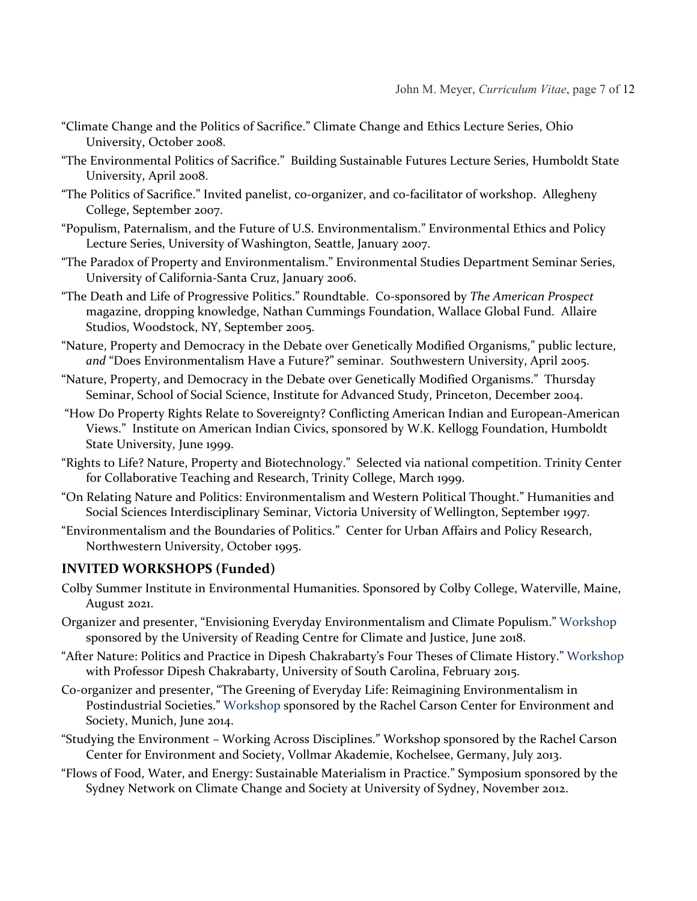"Climate Change and the Politics of Sacrifice." Climate Change and Ethics Lecture Series, Ohio University, October 2008.

"The Environmental Politics of Sacrifice." Building Sustainable Futures Lecture Series, Humboldt State University, April 2008.

"The Politics of Sacrifice." Invited panelist, co-organizer, and co-facilitator of workshop. Allegheny College, September 2007.

"Populism, Paternalism, and the Future of U.S. Environmentalism." Environmental Ethics and Policy Lecture Series, University of Washington, Seattle, January 2007.

"The Paradox of Property and Environmentalism." Environmental Studies Department Seminar Series, University of California-Santa Cruz, January 2006.

"The Death and Life of Progressive Politics." Roundtable. Co-sponsored by *The American Prospect* magazine, dropping knowledge, Nathan Cummings Foundation, Wallace Global Fund. Allaire Studios, Woodstock, NY, September 2005.

"Nature, Property and Democracy in the Debate over Genetically Modified Organisms," public lecture, *and* "Does Environmentalism Have a Future?" seminar. Southwestern University, April 2005.

"Nature, Property, and Democracy in the Debate over Genetically Modified Organisms." Thursday Seminar, School of Social Science, Institute for Advanced Study, Princeton, December 2004.

"How Do Property Rights Relate to Sovereignty? Conflicting American Indian and European-American Views." Institute on American Indian Civics, sponsored by W.K. Kellogg Foundation, Humboldt State University, June 1999.

"Rights to Life? Nature, Property and Biotechnology." Selected via national competition. Trinity Center for Collaborative Teaching and Research, Trinity College, March 1999.

"On Relating Nature and Politics: Environmentalism and Western Political Thought." Humanities and Social Sciences Interdisciplinary Seminar, Victoria University of Wellington, September 1997.

"Environmentalism and the Boundaries of Politics." Center for Urban Affairs and Policy Research, Northwestern University, October 1995.

## INVITED WORKSHOPS (Funded)

Colby Summer Institute in Environmental Humanities. Sponsored by Colby College, Waterville, Maine, August 2021.

Organizer and presenter, "Envisioning Everyday Environmentalism and Climate Populism." Workshop sponsored by the University of Reading Centre for Climate and Justice, June 2018.

"After Nature: Politics and Practice in Dipesh Chakrabarty's Four Theses of Climate History." Workshop with Professor Dipesh Chakrabarty, University of South Carolina, February 2015.

Co-organizer and presenter, "The Greening of Everyday Life: Reimagining Environmentalism in Postindustrial Societies." Workshop sponsored by the Rachel Carson Center for Environment and Society, Munich, June 2014.

"Studying the Environment – Working Across Disciplines." Workshop sponsored by the Rachel Carson Center for Environment and Society, Vollmar Akademie, Kochelsee, Germany, July 2013.

"Flows of Food, Water, and Energy: Sustainable Materialism in Practice." Symposium sponsored by the Sydney Network on Climate Change and Society at University of Sydney, November 2012.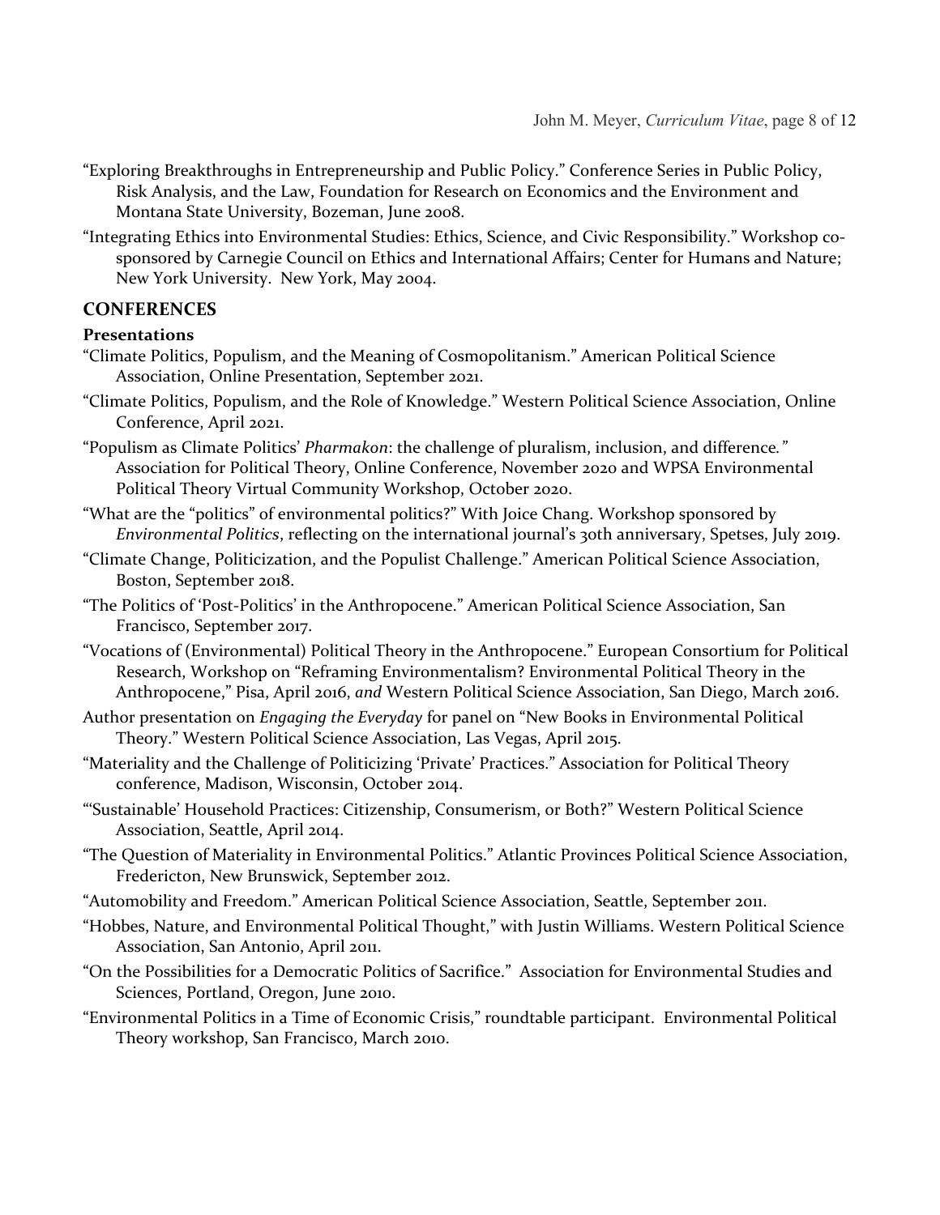"Exploring Breakthroughs in Entrepreneurship and Public Policy." Conference Series in Public Policy, Risk Analysis, and the Law, Foundation for Research on Economics and the Environment and Montana State University, Bozeman, June 2008.

"Integrating Ethics into Environmental Studies: Ethics, Science, and Civic Responsibility." Workshop co-sponsored by Carnegie Council on Ethics and International Affairs; Center for Humans and Nature; New York University. New York, May 2004.

## CONFERENCES

### Presentations

"Climate Politics, Populism, and the Meaning of Cosmopolitanism." American Political Science Association, Online Presentation, September 2021.

"Climate Politics, Populism, and the Role of Knowledge." Western Political Science Association, Online Conference, April 2021.

"Populism as Climate Politics' *Pharmakon*: the challenge of pluralism, inclusion, and difference." Association for Political Theory, Online Conference, November 2020 and WPSA Environmental Political Theory Virtual Community Workshop, October 2020.

"What are the "politics" of environmental politics?" With Joice Chang. Workshop sponsored by *Environmental Politics*, reflecting on the international journal's 30th anniversary, Spetses, July 2019.

"Climate Change, Politicization, and the Populist Challenge." American Political Science Association, Boston, September 2018.

"The Politics of 'Post-Politics' in the Anthropocene." American Political Science Association, San Francisco, September 2017.

"Vocations of (Environmental) Political Theory in the Anthropocene." European Consortium for Political Research, Workshop on "Reframing Environmentalism? Environmental Political Theory in the Anthropocene," Pisa, April 2016, *and* Western Political Science Association, San Diego, March 2016.

Author presentation on *Engaging the Everyday* for panel on "New Books in Environmental Political Theory." Western Political Science Association, Las Vegas, April 2015.

"Materiality and the Challenge of Politicizing 'Private' Practices." Association for Political Theory conference, Madison, Wisconsin, October 2014.

"'Sustainable' Household Practices: Citizenship, Consumerism, or Both?" Western Political Science Association, Seattle, April 2014.

"The Question of Materiality in Environmental Politics." Atlantic Provinces Political Science Association, Fredericton, New Brunswick, September 2012.

"Automobility and Freedom." American Political Science Association, Seattle, September 2011.

"Hobbes, Nature, and Environmental Political Thought," with Justin Williams. Western Political Science Association, San Antonio, April 2011.

"On the Possibilities for a Democratic Politics of Sacrifice." Association for Environmental Studies and Sciences, Portland, Oregon, June 2010.

"Environmental Politics in a Time of Economic Crisis," roundtable participant. Environmental Political Theory workshop, San Francisco, March 2010.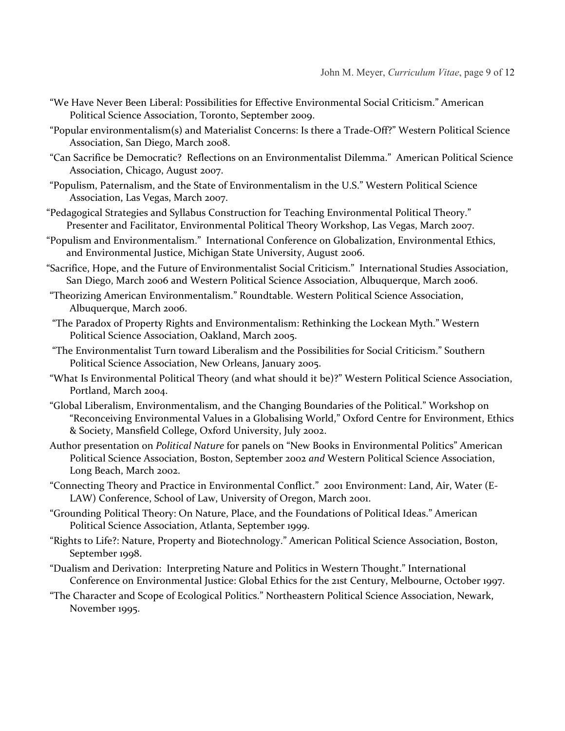"We Have Never Been Liberal: Possibilities for Effective Environmental Social Criticism." American Political Science Association, Toronto, September 2009.

"Popular environmentalism(s) and Materialist Concerns: Is there a Trade-Off?" Western Political Science Association, San Diego, March 2008.

"Can Sacrifice be Democratic? Reflections on an Environmentalist Dilemma." American Political Science Association, Chicago, August 2007.

"Populism, Paternalism, and the State of Environmentalism in the U.S." Western Political Science Association, Las Vegas, March 2007.

"Pedagogical Strategies and Syllabus Construction for Teaching Environmental Political Theory." Presenter and Facilitator, Environmental Political Theory Workshop, Las Vegas, March 2007.

"Populism and Environmentalism." International Conference on Globalization, Environmental Ethics, and Environmental Justice, Michigan State University, August 2006.

"Sacrifice, Hope, and the Future of Environmentalist Social Criticism." International Studies Association, San Diego, March 2006 and Western Political Science Association, Albuquerque, March 2006.

"Theorizing American Environmentalism." Roundtable. Western Political Science Association, Albuquerque, March 2006.

"The Paradox of Property Rights and Environmentalism: Rethinking the Lockean Myth." Western Political Science Association, Oakland, March 2005.

"The Environmentalist Turn toward Liberalism and the Possibilities for Social Criticism." Southern Political Science Association, New Orleans, January 2005.

"What Is Environmental Political Theory (and what should it be)?" Western Political Science Association, Portland, March 2004.

"Global Liberalism, Environmentalism, and the Changing Boundaries of the Political." Workshop on "Reconceiving Environmental Values in a Globalising World," Oxford Centre for Environment, Ethics & Society, Mansfield College, Oxford University, July 2002.

Author presentation on *Political Nature* for panels on "New Books in Environmental Politics" American Political Science Association, Boston, September 2002 *and* Western Political Science Association, Long Beach, March 2002.

"Connecting Theory and Practice in Environmental Conflict." 2001 Environment: Land, Air, Water (E-LAW) Conference, School of Law, University of Oregon, March 2001.

"Grounding Political Theory: On Nature, Place, and the Foundations of Political Ideas." American Political Science Association, Atlanta, September 1999.

"Rights to Life?: Nature, Property and Biotechnology." American Political Science Association, Boston, September 1998.

"Dualism and Derivation: Interpreting Nature and Politics in Western Thought." International Conference on Environmental Justice: Global Ethics for the 21st Century, Melbourne, October 1997.

"The Character and Scope of Ecological Politics." Northeastern Political Science Association, Newark, November 1995.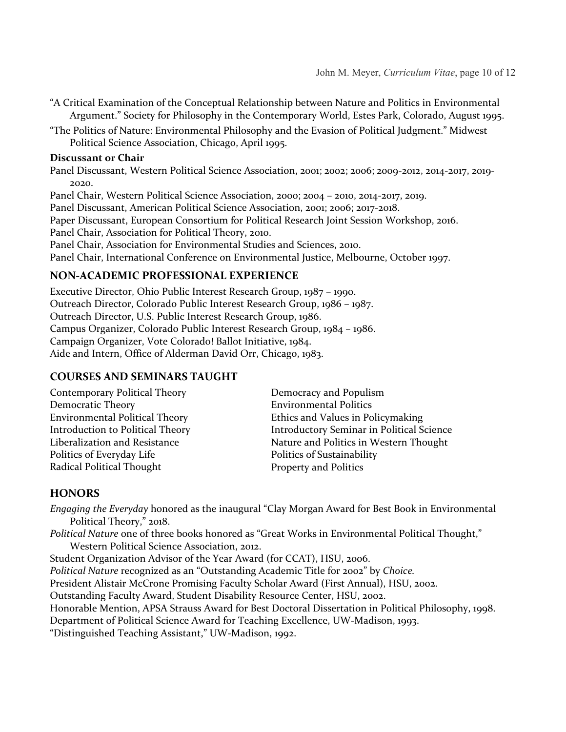"A Critical Examination of the Conceptual Relationship between Nature and Politics in Environmental Argument." Society for Philosophy in the Contemporary World, Estes Park, Colorado, August 1995.

"The Politics of Nature: Environmental Philosophy and the Evasion of Political Judgment." Midwest Political Science Association, Chicago, April 1995.

**Discussant or Chair**

Panel Discussant, Western Political Science Association, 2001; 2002; 2006; 2009-2012, 2014-2017, 2019-2020.

Panel Chair, Western Political Science Association, 2000; 2004 – 2010, 2014-2017, 2019.

Panel Discussant, American Political Science Association, 2001; 2006; 2017-2018.

Paper Discussant, European Consortium for Political Research Joint Session Workshop, 2016.

Panel Chair, Association for Political Theory, 2010.

Panel Chair, Association for Environmental Studies and Sciences, 2010.

Panel Chair, International Conference on Environmental Justice, Melbourne, October 1997.

## NON-ACADEMIC PROFESSIONAL EXPERIENCE

Executive Director, Ohio Public Interest Research Group, 1987 – 1990.

Outreach Director, Colorado Public Interest Research Group, 1986 – 1987.

Outreach Director, U.S. Public Interest Research Group, 1986.

Campus Organizer, Colorado Public Interest Research Group, 1984 – 1986.

Campaign Organizer, Vote Colorado! Ballot Initiative, 1984.

Aide and Intern, Office of Alderman David Orr, Chicago, 1983.

## COURSES AND SEMINARS TAUGHT

Contemporary Political Theory
Democratic Theory
Environmental Political Theory
Introduction to Political Theory
Liberalization and Resistance
Politics of Everyday Life
Radical Political Thought
Democracy and Populism
Environmental Politics
Ethics and Values in Policymaking
Introductory Seminar in Political Science
Nature and Politics in Western Thought
Politics of Sustainability
Property and Politics

## HONORS

*Engaging the Everyday* honored as the inaugural "Clay Morgan Award for Best Book in Environmental Political Theory," 2018.

*Political Nature* one of three books honored as "Great Works in Environmental Political Thought," Western Political Science Association, 2012.

Student Organization Advisor of the Year Award (for CCAT), HSU, 2006.

*Political Nature* recognized as an "Outstanding Academic Title for 2002" by *Choice.*

President Alistair McCrone Promising Faculty Scholar Award (First Annual), HSU, 2002.

Outstanding Faculty Award, Student Disability Resource Center, HSU, 2002.

Honorable Mention, APSA Strauss Award for Best Doctoral Dissertation in Political Philosophy, 1998.

Department of Political Science Award for Teaching Excellence, UW-Madison, 1993.

"Distinguished Teaching Assistant," UW-Madison, 1992.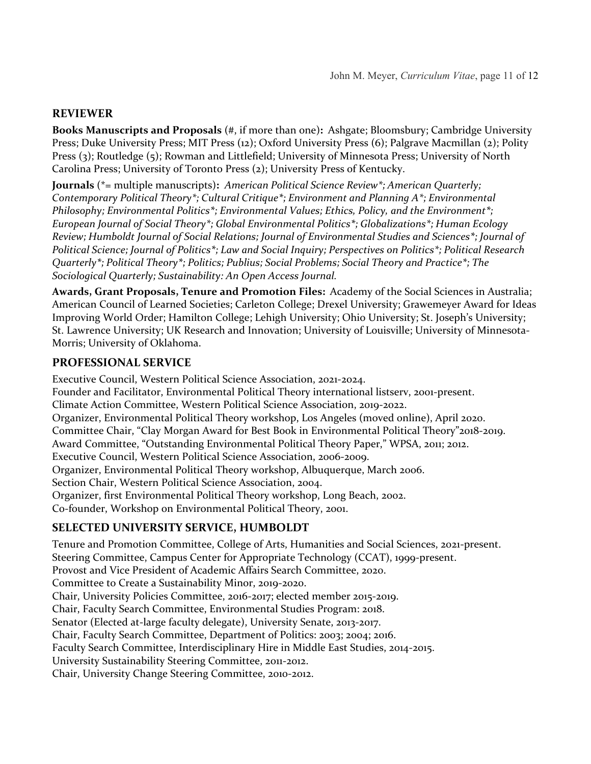## REVIEWER

**Books Manuscripts and Proposals** (#, if more than one)**:** Ashgate; Bloomsbury; Cambridge University Press; Duke University Press; MIT Press (12); Oxford University Press (6); Palgrave Macmillan (2); Polity Press (3); Routledge (5); Rowman and Littlefield; University of Minnesota Press; University of North Carolina Press; University of Toronto Press (2); University Press of Kentucky.

**Journals** (*= multiple manuscripts)**:** *American Political Science Review*; American Quarterly; Contemporary Political Theory*; Cultural Critique*; Environment and Planning A*; Environmental Philosophy; Environmental Politics*; Environmental Values; Ethics, Policy, and the Environment*; European Journal of Social Theory*; Global Environmental Politics*; Globalizations*; Human Ecology Review; Humboldt Journal of Social Relations; Journal of Environmental Studies and Sciences*; Journal of Political Science; Journal of Politics*; Law and Social Inquiry; Perspectives on Politics*; Political Research Quarterly*; Political Theory*; Politics; Publius; Social Problems; Social Theory and Practice*; The Sociological Quarterly; Sustainability: An Open Access Journal.*

**Awards, Grant Proposals, Tenure and Promotion Files:** Academy of the Social Sciences in Australia; American Council of Learned Societies; Carleton College; Drexel University; Grawemeyer Award for Ideas Improving World Order; Hamilton College; Lehigh University; Ohio University; St. Joseph's University; St. Lawrence University; UK Research and Innovation; University of Louisville; University of Minnesota-Morris; University of Oklahoma.

## PROFESSIONAL SERVICE

Executive Council, Western Political Science Association, 2021-2024.
Founder and Facilitator, Environmental Political Theory international listserv, 2001-present.
Climate Action Committee, Western Political Science Association, 2019-2022.
Organizer, Environmental Political Theory workshop, Los Angeles (moved online), April 2020.
Committee Chair, "Clay Morgan Award for Best Book in Environmental Political Theory"2018-2019.
Award Committee, "Outstanding Environmental Political Theory Paper," WPSA, 2011; 2012.
Executive Council, Western Political Science Association, 2006-2009.
Organizer, Environmental Political Theory workshop, Albuquerque, March 2006.
Section Chair, Western Political Science Association, 2004.
Organizer, first Environmental Political Theory workshop, Long Beach, 2002.
Co-founder, Workshop on Environmental Political Theory, 2001.

## SELECTED UNIVERSITY SERVICE, HUMBOLDT

Tenure and Promotion Committee, College of Arts, Humanities and Social Sciences, 2021-present.
Steering Committee, Campus Center for Appropriate Technology (CCAT), 1999-present.
Provost and Vice President of Academic Affairs Search Committee, 2020.
Committee to Create a Sustainability Minor, 2019-2020.
Chair, University Policies Committee, 2016-2017; elected member 2015-2019.
Chair, Faculty Search Committee, Environmental Studies Program: 2018.
Senator (Elected at-large faculty delegate), University Senate, 2013-2017.
Chair, Faculty Search Committee, Department of Politics: 2003; 2004; 2016.
Faculty Search Committee, Interdisciplinary Hire in Middle East Studies, 2014-2015.
University Sustainability Steering Committee, 2011-2012.
Chair, University Change Steering Committee, 2010-2012.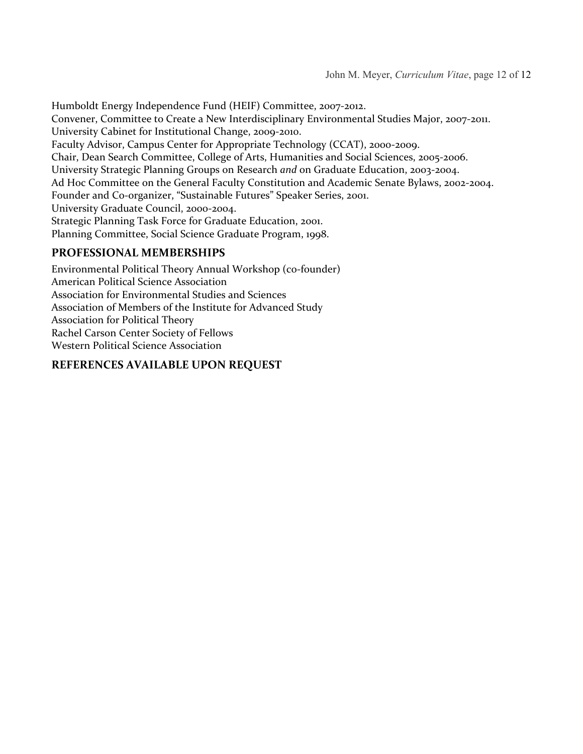Humboldt Energy Independence Fund (HEIF) Committee, 2007-2012.
Convener, Committee to Create a New Interdisciplinary Environmental Studies Major, 2007-2011.
University Cabinet for Institutional Change, 2009-2010.
Faculty Advisor, Campus Center for Appropriate Technology (CCAT), 2000-2009.
Chair, Dean Search Committee, College of Arts, Humanities and Social Sciences, 2005-2006.
University Strategic Planning Groups on Research *and* on Graduate Education, 2003-2004.
Ad Hoc Committee on the General Faculty Constitution and Academic Senate Bylaws, 2002-2004.
Founder and Co-organizer, "Sustainable Futures" Speaker Series, 2001.
University Graduate Council, 2000-2004.
Strategic Planning Task Force for Graduate Education, 2001.
Planning Committee, Social Science Graduate Program, 1998.

## PROFESSIONAL MEMBERSHIPS

Environmental Political Theory Annual Workshop (co-founder)
American Political Science Association
Association for Environmental Studies and Sciences
Association of Members of the Institute for Advanced Study
Association for Political Theory
Rachel Carson Center Society of Fellows
Western Political Science Association

## REFERENCES AVAILABLE UPON REQUEST